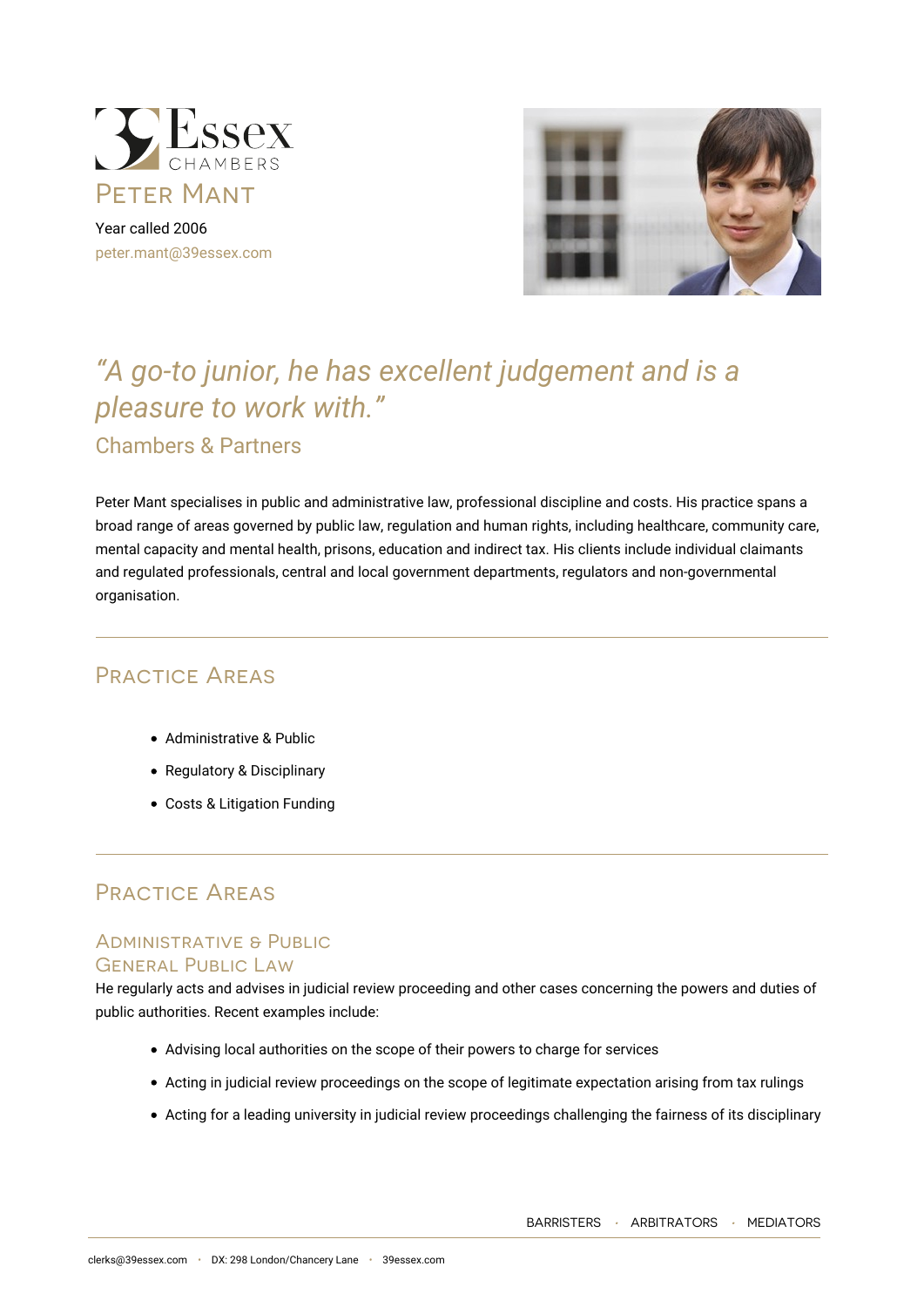# Peter Mant

Year called 2006

peter.mant@39essex.com

*"A go-to junior, he has excellent judgement and is a pleasure to work with."*

Chambers & Partners

Peter Mant specialises in public and administrative law, professional discipline and costs. His practice spans a broad range of areas governed by public law, regulation and human rights, including healthcare, community care, mental capacity and mental health, prisons, education and indirect tax. His clients include individual claimants and regulated professionals, central and local government departments, regulators and non-governmental organisation.

## Practice Areas

- Administrative & Public
- Regulatory & Disciplinary
- Costs & Litigation Funding

## Practice Areas

### Administrative & Public

### General Public Law

He regularly acts and advises in judicial review proceeding and other cases concerning the powers and duties of public authorities. Recent examples include:

- Advising local authorities on the scope of their powers to charge for services
- Acting in judicial review proceedings on the scope of legitimate expectation arising from tax rulings
- Acting for a leading university in judicial review proceedings challenging the fairness of its disciplinary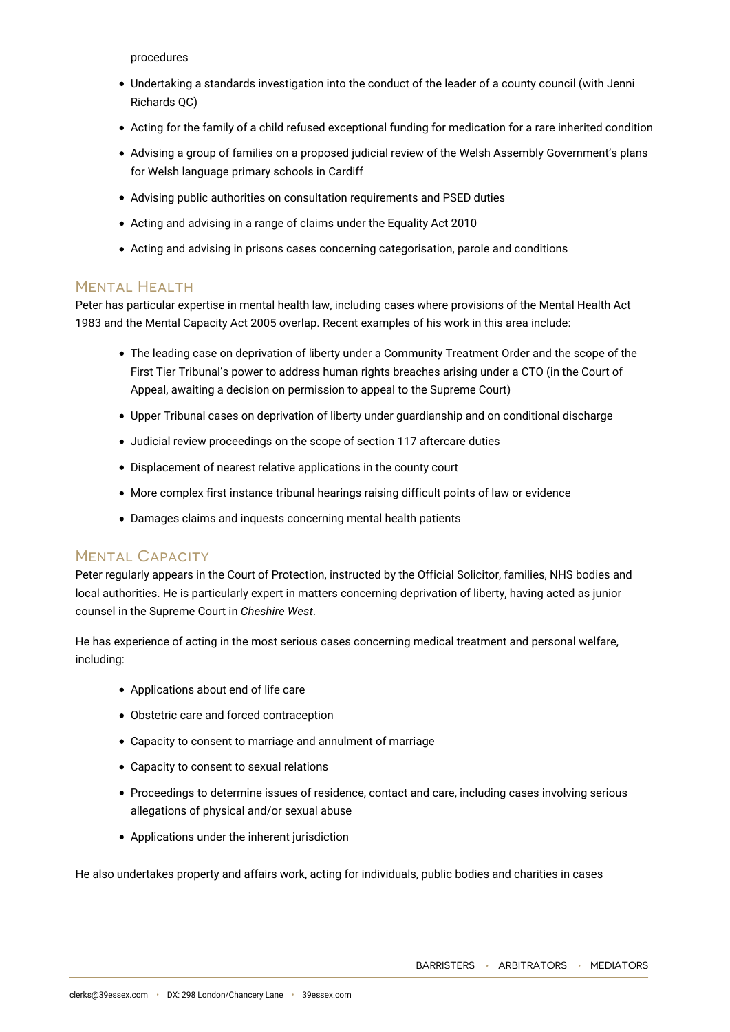procedures

- Undertaking a standards investigation into the conduct of the leader of a county council (with Jenni Richards QC)
- Acting for the family of a child refused exceptional funding for medication for a rare inherited condition
- Advising a group of families on a proposed judicial review of the Welsh Assembly Government's plans for Welsh language primary schools in Cardiff
- Advising public authorities on consultation requirements and PSED duties
- Acting and advising in a range of claims under the Equality Act 2010
- Acting and advising in prisons cases concerning categorisation, parole and conditions

## Mental Health

Peter has particular expertise in mental health law, including cases where provisions of the Mental Health Act 1983 and the Mental Capacity Act 2005 overlap. Recent examples of his work in this area include:

- The leading case on deprivation of liberty under a Community Treatment Order and the scope of the First Tier Tribunal's power to address human rights breaches arising under a CTO (in the Court of Appeal, awaiting a decision on permission to appeal to the Supreme Court)
- Upper Tribunal cases on deprivation of liberty under guardianship and on conditional discharge
- Judicial review proceedings on the scope of section 117 aftercare duties
- Displacement of nearest relative applications in the county court
- More complex first instance tribunal hearings raising difficult points of law or evidence
- Damages claims and inquests concerning mental health patients

## Mental Capacity

Peter regularly appears in the Court of Protection, instructed by the Official Solicitor, families, NHS bodies and local authorities. He is particularly expert in matters concerning deprivation of liberty, having acted as junior counsel in the Supreme Court in *Cheshire West*.

He has experience of acting in the most serious cases concerning medical treatment and personal welfare, including:

- Applications about end of life care
- Obstetric care and forced contraception
- Capacity to consent to marriage and annulment of marriage
- Capacity to consent to sexual relations
- Proceedings to determine issues of residence, contact and care, including cases involving serious allegations of physical and/or sexual abuse
- Applications under the inherent jurisdiction

He also undertakes property and affairs work, acting for individuals, public bodies and charities in cases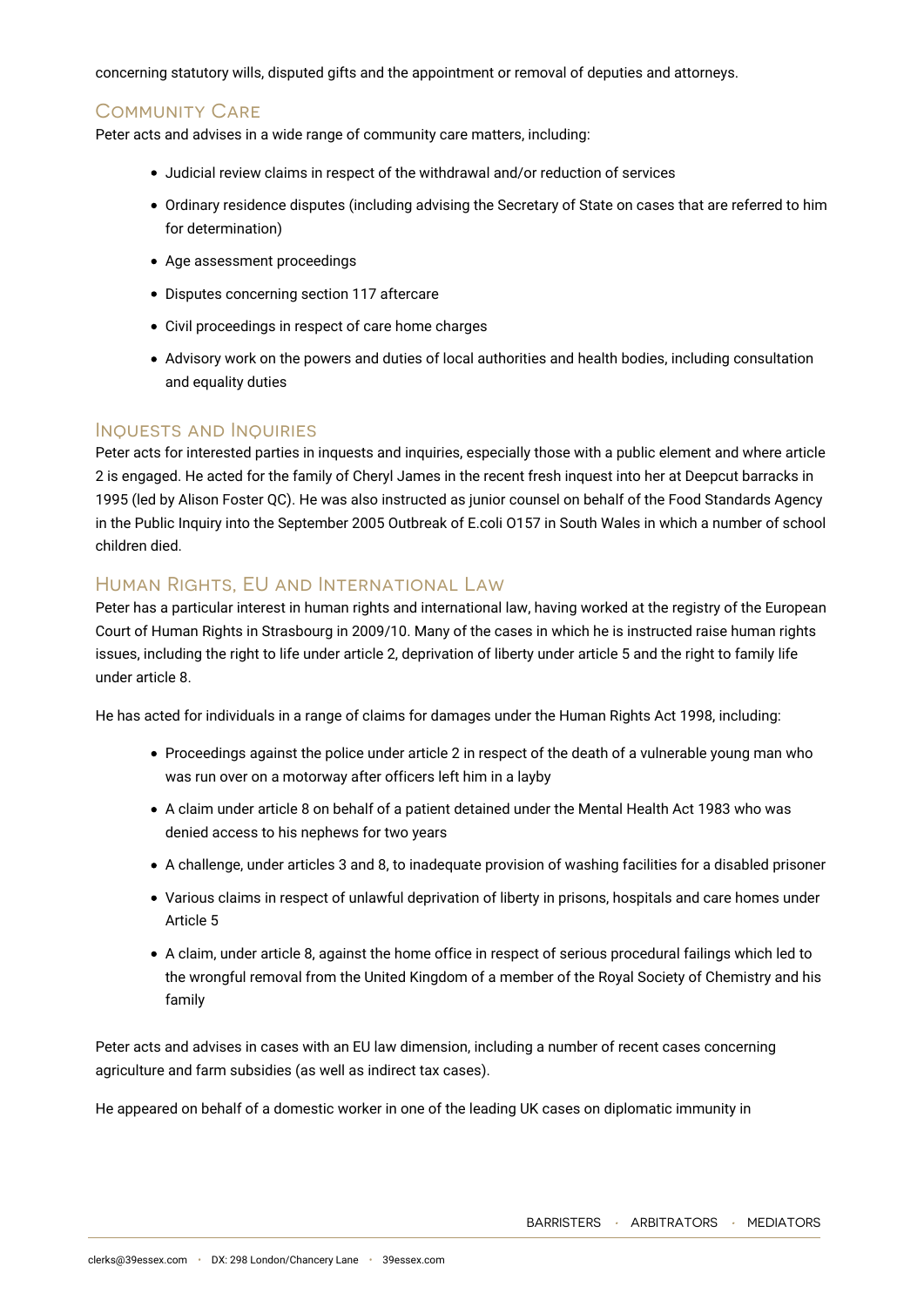concerning statutory wills, disputed gifts and the appointment or removal of deputies and attorneys.

## Community Care

Peter acts and advises in a wide range of community care matters, including:

- Judicial review claims in respect of the withdrawal and/or reduction of services
- Ordinary residence disputes (including advising the Secretary of State on cases that are referred to him for determination)
- Age assessment proceedings
- Disputes concerning section 117 aftercare
- Civil proceedings in respect of care home charges
- Advisory work on the powers and duties of local authorities and health bodies, including consultation and equality duties

## Inquests and Inquiries

Peter acts for interested parties in inquests and inquiries, especially those with a public element and where article 2 is engaged. He acted for the family of Cheryl James in the recent fresh inquest into her at Deepcut barracks in 1995 (led by Alison Foster QC). He was also instructed as junior counsel on behalf of the Food Standards Agency in the Public Inquiry into the September 2005 Outbreak of E.coli O157 in South Wales in which a number of school children died.

## Human Rights, EU and International Law

Peter has a particular interest in human rights and international law, having worked at the registry of the European Court of Human Rights in Strasbourg in 2009/10. Many of the cases in which he is instructed raise human rights issues, including the right to life under article 2, deprivation of liberty under article 5 and the right to family life under article 8.

He has acted for individuals in a range of claims for damages under the Human Rights Act 1998, including:

- Proceedings against the police under article 2 in respect of the death of a vulnerable young man who was run over on a motorway after officers left him in a layby
- A claim under article 8 on behalf of a patient detained under the Mental Health Act 1983 who was denied access to his nephews for two years
- A challenge, under articles 3 and 8, to inadequate provision of washing facilities for a disabled prisoner
- Various claims in respect of unlawful deprivation of liberty in prisons, hospitals and care homes under Article 5
- A claim, under article 8, against the home office in respect of serious procedural failings which led to the wrongful removal from the United Kingdom of a member of the Royal Society of Chemistry and his family

Peter acts and advises in cases with an EU law dimension, including a number of recent cases concerning agriculture and farm subsidies (as well as indirect tax cases).

He appeared on behalf of a domestic worker in one of the leading UK cases on diplomatic immunity in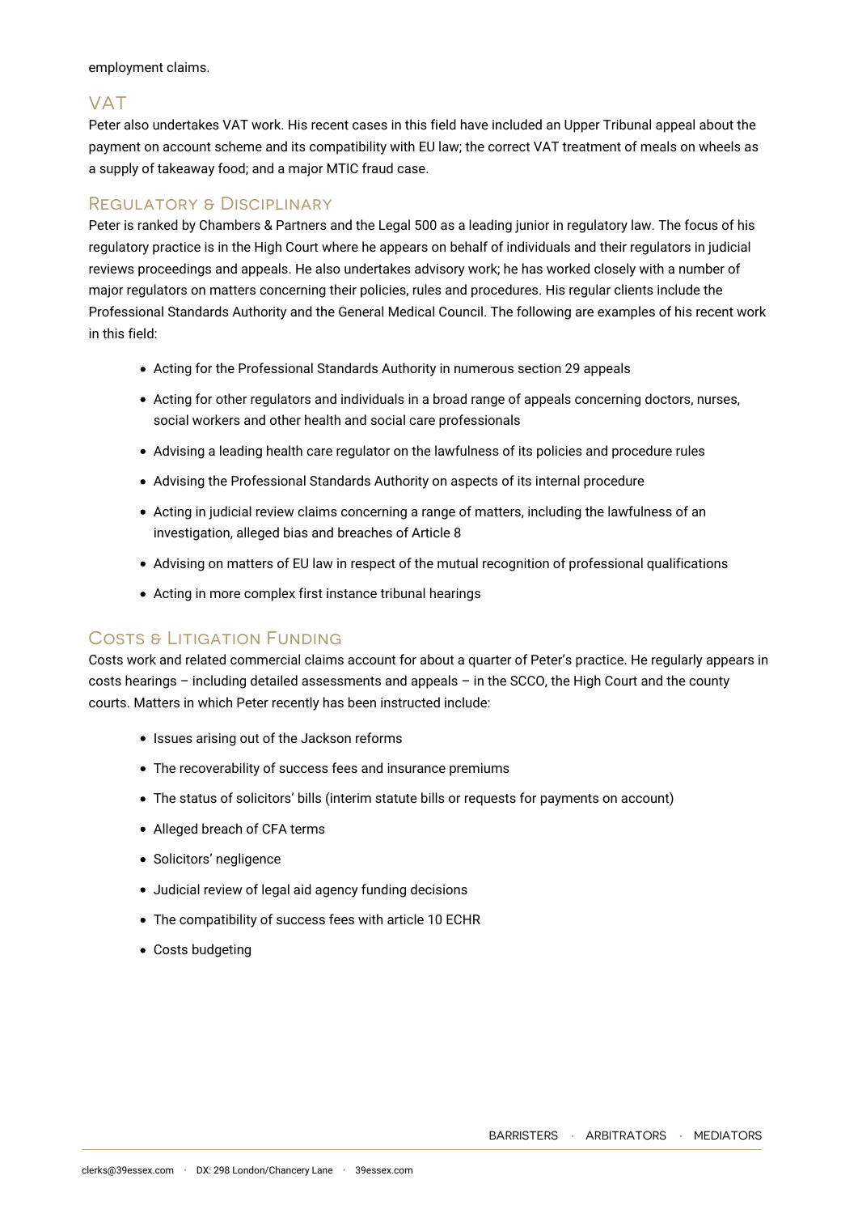employment claims.

## VAT

Peter also undertakes VAT work. His recent cases in this field have included an Upper Tribunal appeal about the payment on account scheme and its compatibility with EU law; the correct VAT treatment of meals on wheels as a supply of takeaway food; and a major MTIC fraud case.

## Regulatory & Disciplinary

Peter is ranked by Chambers & Partners and the Legal 500 as a leading junior in regulatory law. The focus of his regulatory practice is in the High Court where he appears on behalf of individuals and their regulators in judicial reviews proceedings and appeals. He also undertakes advisory work; he has worked closely with a number of major regulators on matters concerning their policies, rules and procedures. His regular clients include the Professional Standards Authority and the General Medical Council. The following are examples of his recent work in this field:

- Acting for the Professional Standards Authority in numerous section 29 appeals
- Acting for other regulators and individuals in a broad range of appeals concerning doctors, nurses, social workers and other health and social care professionals
- Advising a leading health care regulator on the lawfulness of its policies and procedure rules
- Advising the Professional Standards Authority on aspects of its internal procedure
- Acting in judicial review claims concerning a range of matters, including the lawfulness of an investigation, alleged bias and breaches of Article 8
- Advising on matters of EU law in respect of the mutual recognition of professional qualifications
- Acting in more complex first instance tribunal hearings

## Costs & Litigation Funding

Costs work and related commercial claims account for about a quarter of Peter's practice. He regularly appears in costs hearings – including detailed assessments and appeals – in the SCCO, the High Court and the county courts. Matters in which Peter recently has been instructed include:

- Issues arising out of the Jackson reforms
- The recoverability of success fees and insurance premiums
- The status of solicitors' bills (interim statute bills or requests for payments on account)
- Alleged breach of CFA terms
- Solicitors' negligence
- Judicial review of legal aid agency funding decisions
- The compatibility of success fees with article 10 ECHR
- Costs budgeting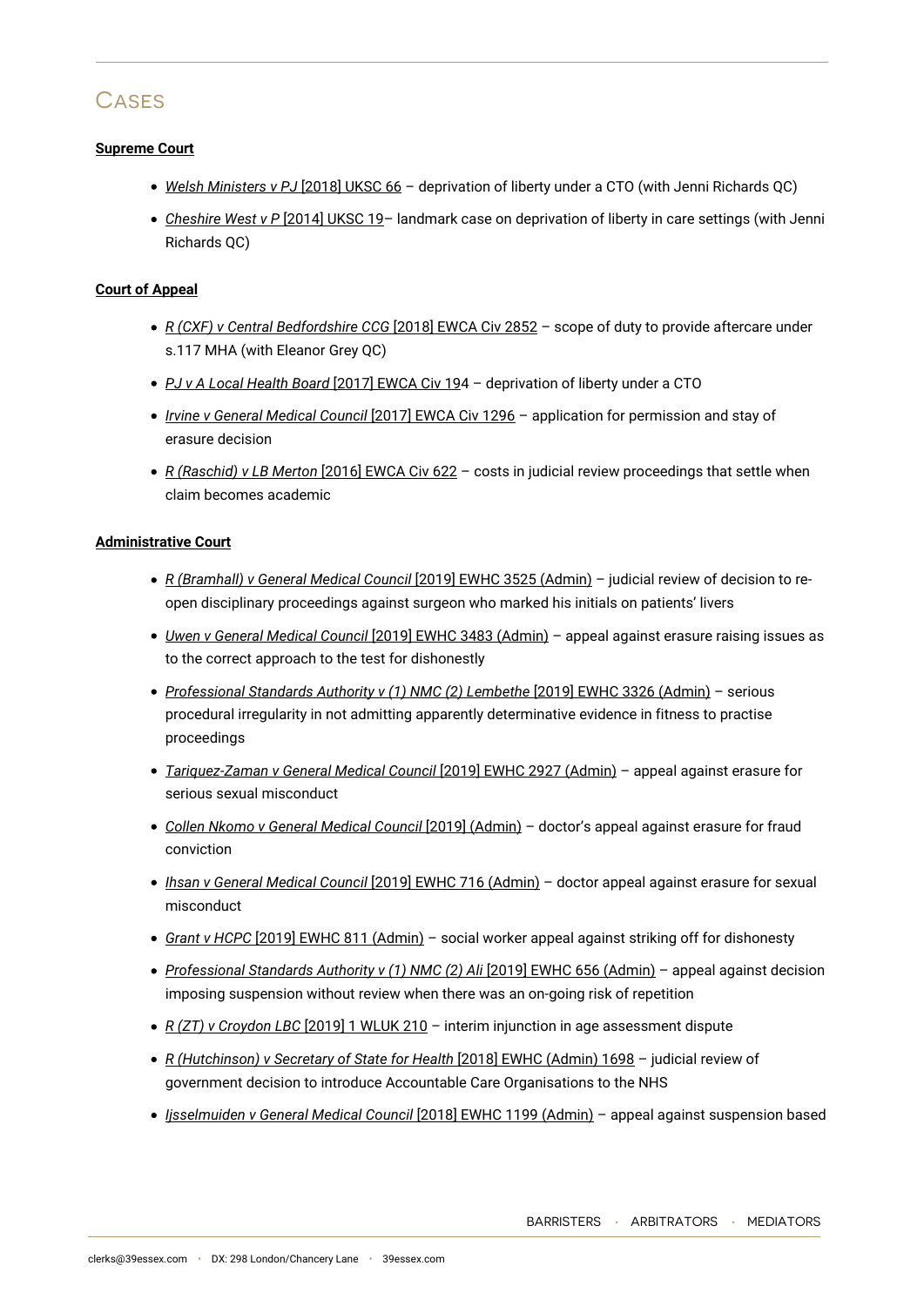## Cases

**Supreme Court**

- *Welsh Ministers v PJ* [2018] UKSC 66 – deprivation of liberty under a CTO (with Jenni Richards QC)
- *Cheshire West v P* [2014] UKSC 19– landmark case on deprivation of liberty in care settings (with Jenni Richards QC)

**Court of Appeal**

- *R (CXF) v Central Bedfordshire CCG* [2018] EWCA Civ 2852 – scope of duty to provide aftercare under s.117 MHA (with Eleanor Grey QC)
- *PJ v A Local Health Board* [2017] EWCA Civ 194 – deprivation of liberty under a CTO
- *Irvine v General Medical Council* [2017] EWCA Civ 1296 – application for permission and stay of erasure decision
- *R (Raschid) v LB Merton* [2016] EWCA Civ 622 – costs in judicial review proceedings that settle when claim becomes academic

**Administrative Court**

- *R (Bramhall) v General Medical Council* [2019] EWHC 3525 (Admin) – judicial review of decision to re-open disciplinary proceedings against surgeon who marked his initials on patients' livers
- *Uwen v General Medical Council* [2019] EWHC 3483 (Admin) – appeal against erasure raising issues as to the correct approach to the test for dishonestly
- *Professional Standards Authority v (1) NMC (2) Lembethe* [2019] EWHC 3326 (Admin) – serious procedural irregularity in not admitting apparently determinative evidence in fitness to practise proceedings
- *Tariquez-Zaman v General Medical Council* [2019] EWHC 2927 (Admin) – appeal against erasure for serious sexual misconduct
- *Collen Nkomo v General Medical Council* [2019] (Admin) – doctor's appeal against erasure for fraud conviction
- *Ihsan v General Medical Council* [2019] EWHC 716 (Admin) – doctor appeal against erasure for sexual misconduct
- *Grant v HCPC* [2019] EWHC 811 (Admin) – social worker appeal against striking off for dishonesty
- *Professional Standards Authority v (1) NMC (2) Ali* [2019] EWHC 656 (Admin) – appeal against decision imposing suspension without review when there was an on-going risk of repetition
- *R (ZT) v Croydon LBC* [2019] 1 WLUK 210 – interim injunction in age assessment dispute
- *R (Hutchinson) v Secretary of State for Health* [2018] EWHC (Admin) 1698 – judicial review of government decision to introduce Accountable Care Organisations to the NHS
- *Ijsselmuiden v General Medical Council* [2018] EWHC 1199 (Admin) – appeal against suspension based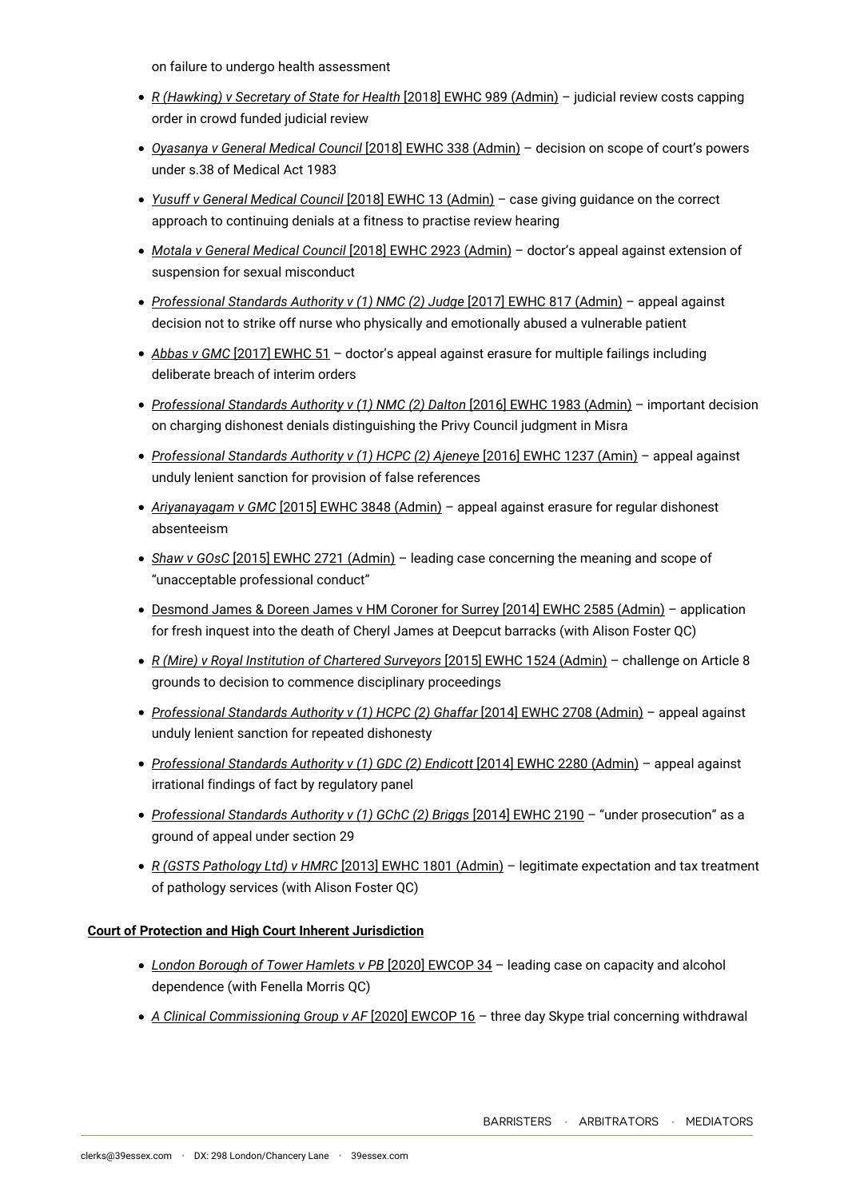on failure to undergo health assessment

- *R (Hawking) v Secretary of State for Health* [2018] EWHC 989 (Admin) – judicial review costs capping order in crowd funded judicial review
- *Oyasanya v General Medical Council* [2018] EWHC 338 (Admin) – decision on scope of court's powers under s.38 of Medical Act 1983
- *Yusuff v General Medical Council* [2018] EWHC 13 (Admin) – case giving guidance on the correct approach to continuing denials at a fitness to practise review hearing
- *Motala v General Medical Council* [2018] EWHC 2923 (Admin) – doctor's appeal against extension of suspension for sexual misconduct
- *Professional Standards Authority v (1) NMC (2) Judge* [2017] EWHC 817 (Admin) – appeal against decision not to strike off nurse who physically and emotionally abused a vulnerable patient
- *Abbas v GMC* [2017] EWHC 51 – doctor's appeal against erasure for multiple failings including deliberate breach of interim orders
- *Professional Standards Authority v (1) NMC (2) Dalton* [2016] EWHC 1983 (Admin) – important decision on charging dishonest denials distinguishing the Privy Council judgment in Misra
- *Professional Standards Authority v (1) HCPC (2) Ajeneye* [2016] EWHC 1237 (Amin) – appeal against unduly lenient sanction for provision of false references
- *Ariyanayagam v GMC* [2015] EWHC 3848 (Admin) – appeal against erasure for regular dishonest absenteeism
- *Shaw v GOsC* [2015] EWHC 2721 (Admin) – leading case concerning the meaning and scope of "unacceptable professional conduct"
- Desmond James & Doreen James v HM Coroner for Surrey [2014] EWHC 2585 (Admin) – application for fresh inquest into the death of Cheryl James at Deepcut barracks (with Alison Foster QC)
- *R (Mire) v Royal Institution of Chartered Surveyors* [2015] EWHC 1524 (Admin) – challenge on Article 8 grounds to decision to commence disciplinary proceedings
- *Professional Standards Authority v (1) HCPC (2) Ghaffar* [2014] EWHC 2708 (Admin) – appeal against unduly lenient sanction for repeated dishonesty
- *Professional Standards Authority v (1) GDC (2) Endicott* [2014] EWHC 2280 (Admin) – appeal against irrational findings of fact by regulatory panel
- *Professional Standards Authority v (1) GChC (2) Briggs* [2014] EWHC 2190 – "under prosecution" as a ground of appeal under section 29
- *R (GSTS Pathology Ltd) v HMRC* [2013] EWHC 1801 (Admin) – legitimate expectation and tax treatment of pathology services (with Alison Foster QC)

**Court of Protection and High Court Inherent Jurisdiction**

- *London Borough of Tower Hamlets v PB* [2020] EWCOP 34 – leading case on capacity and alcohol dependence (with Fenella Morris QC)
- *A Clinical Commissioning Group v AF* [2020] EWCOP 16 – three day Skype trial concerning withdrawal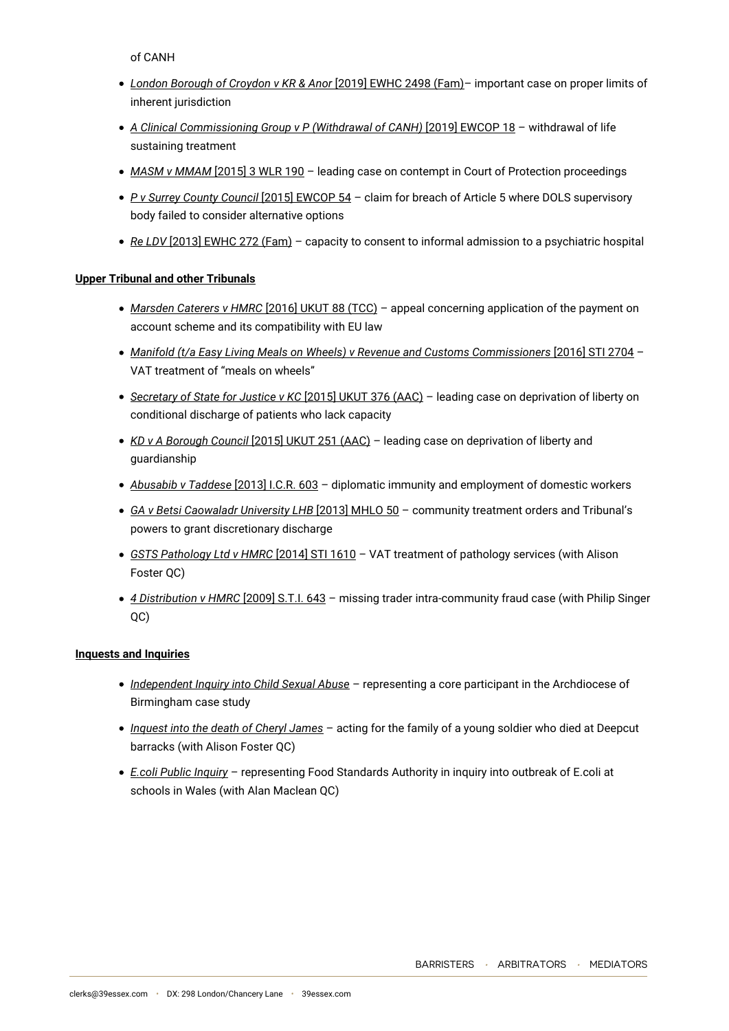of CANH

- *London Borough of Croydon v KR & Anor* [2019] EWHC 2498 (Fam)– important case on proper limits of inherent jurisdiction
- *A Clinical Commissioning Group v P (Withdrawal of CANH)* [2019] EWCOP 18 – withdrawal of life sustaining treatment
- *MASM v MMAM* [2015] 3 WLR 190 – leading case on contempt in Court of Protection proceedings
- *P v Surrey County Council* [2015] EWCOP 54 – claim for breach of Article 5 where DOLS supervisory body failed to consider alternative options
- *Re LDV* [2013] EWHC 272 (Fam) – capacity to consent to informal admission to a psychiatric hospital

**Upper Tribunal and other Tribunals**

- *Marsden Caterers v HMRC* [2016] UKUT 88 (TCC) – appeal concerning application of the payment on account scheme and its compatibility with EU law
- *Manifold (t/a Easy Living Meals on Wheels) v Revenue and Customs Commissioners* [2016] STI 2704 – VAT treatment of "meals on wheels"
- *Secretary of State for Justice v KC* [2015] UKUT 376 (AAC) – leading case on deprivation of liberty on conditional discharge of patients who lack capacity
- *KD v A Borough Council* [2015] UKUT 251 (AAC) – leading case on deprivation of liberty and guardianship
- *Abusabib v Taddese* [2013] I.C.R. 603 – diplomatic immunity and employment of domestic workers
- *GA v Betsi Caowaladr University LHB* [2013] MHLO 50 – community treatment orders and Tribunal's powers to grant discretionary discharge
- *GSTS Pathology Ltd v HMRC* [2014] STI 1610 – VAT treatment of pathology services (with Alison Foster QC)
- *4 Distribution v HMRC* [2009] S.T.I. 643 – missing trader intra-community fraud case (with Philip Singer QC)

**Inquests and Inquiries**

- *Independent Inquiry into Child Sexual Abuse* – representing a core participant in the Archdiocese of Birmingham case study
- *Inquest into the death of Cheryl James* – acting for the family of a young soldier who died at Deepcut barracks (with Alison Foster QC)
- *E.coli Public Inquiry* – representing Food Standards Authority in inquiry into outbreak of E.coli at schools in Wales (with Alan Maclean QC)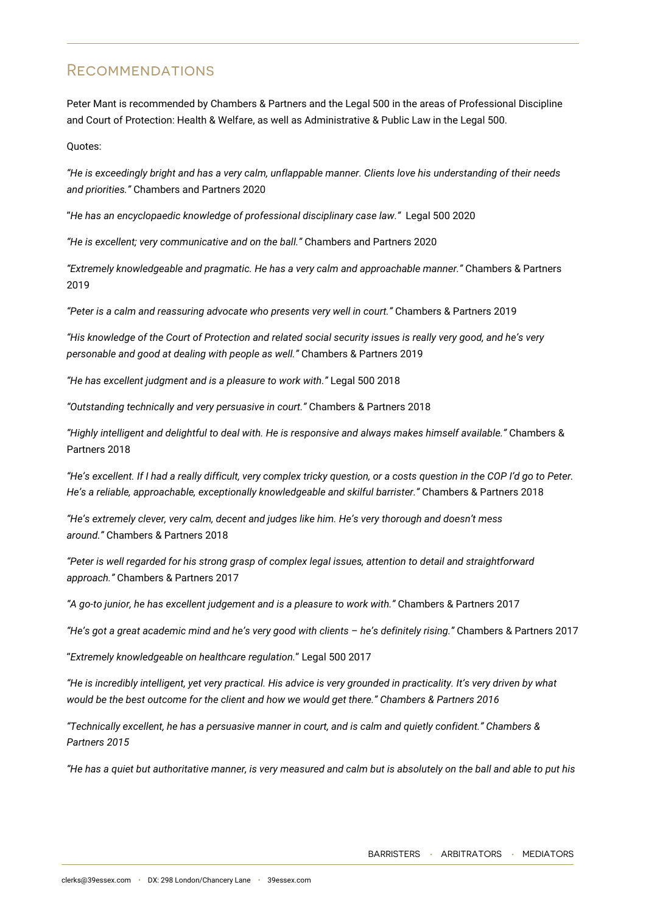## Recommendations

Peter Mant is recommended by Chambers & Partners and the Legal 500 in the areas of Professional Discipline and Court of Protection: Health & Welfare, as well as Administrative & Public Law in the Legal 500.

Quotes:

*"He is exceedingly bright and has a very calm, unflappable manner. Clients love his understanding of their needs and priorities."* Chambers and Partners 2020

"*He has an encyclopaedic knowledge of professional disciplinary case law.*" Legal 500 2020

*"He is excellent; very communicative and on the ball."* Chambers and Partners 2020

*"Extremely knowledgeable and pragmatic. He has a very calm and approachable manner."* Chambers & Partners 2019

*"Peter is a calm and reassuring advocate who presents very well in court."* Chambers & Partners 2019

*"His knowledge of the Court of Protection and related social security issues is really very good, and he's very personable and good at dealing with people as well."* Chambers & Partners 2019

*"He has excellent judgment and is a pleasure to work with."* Legal 500 2018

*"Outstanding technically and very persuasive in court."* Chambers & Partners 2018

*"Highly intelligent and delightful to deal with. He is responsive and always makes himself available."* Chambers & Partners 2018

*"He's excellent. If I had a really difficult, very complex tricky question, or a costs question in the COP I'd go to Peter. He's a reliable, approachable, exceptionally knowledgeable and skilful barrister."* Chambers & Partners 2018

*"He's extremely clever, very calm, decent and judges like him. He's very thorough and doesn't mess around."* Chambers & Partners 2018

*"Peter is well regarded for his strong grasp of complex legal issues, attention to detail and straightforward approach."* Chambers & Partners 2017

*"A go-to junior, he has excellent judgement and is a pleasure to work with."* Chambers & Partners 2017

*"He's got a great academic mind and he's very good with clients – he's definitely rising."* Chambers & Partners 2017

"*Extremely knowledgeable on healthcare regulation.*" Legal 500 2017

*"He is incredibly intelligent, yet very practical. His advice is very grounded in practicality. It's very driven by what would be the best outcome for the client and how we would get there." Chambers & Partners 2016*

*"Technically excellent, he has a persuasive manner in court, and is calm and quietly confident." Chambers & Partners 2015*

*"He has a quiet but authoritative manner, is very measured and calm but is absolutely on the ball and able to put his*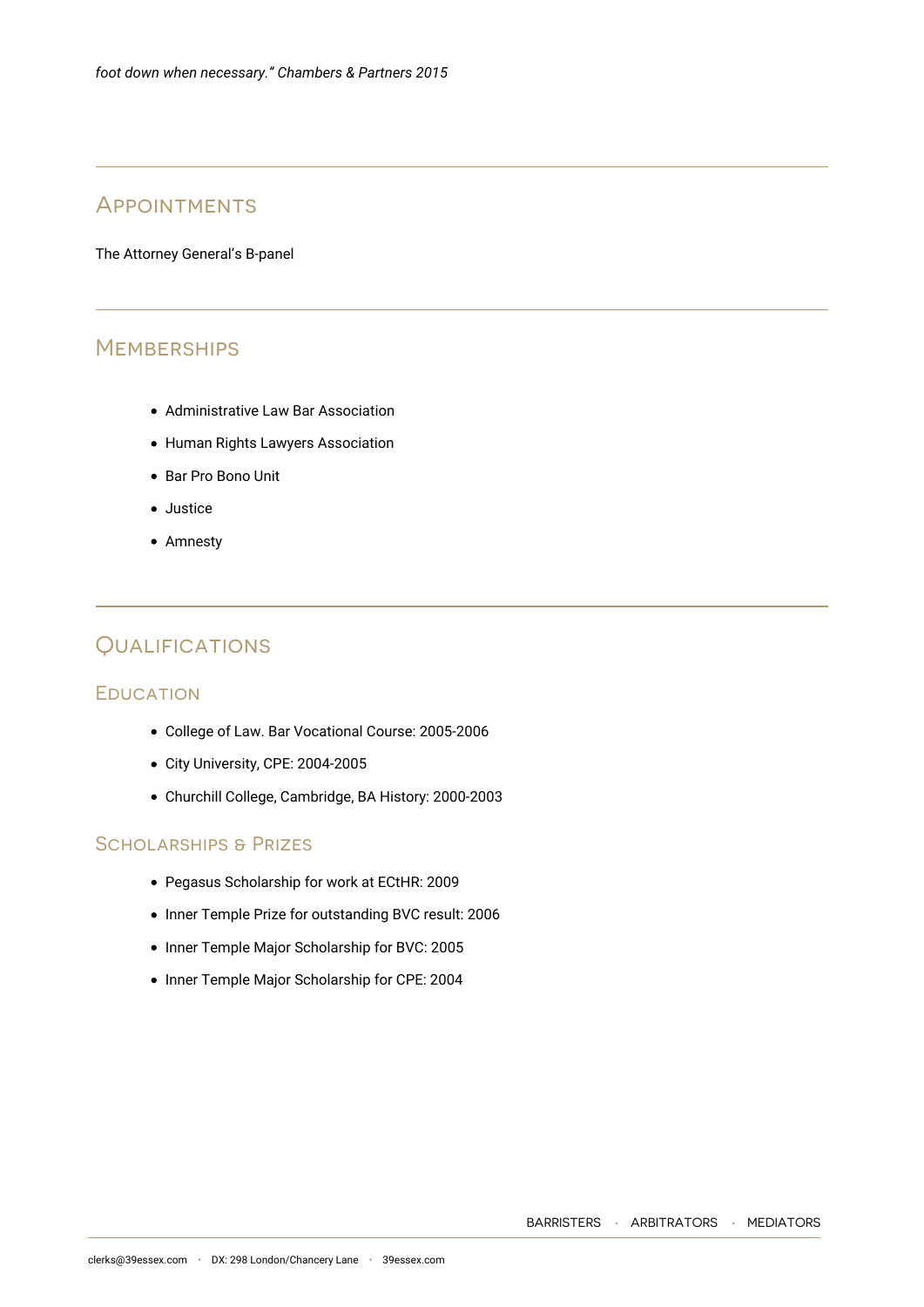*foot down when necessary." Chambers & Partners 2015*

## Appointments

The Attorney General's B-panel

## Memberships

- Administrative Law Bar Association
- Human Rights Lawyers Association
- Bar Pro Bono Unit
- Justice
- Amnesty

## Qualifications

### Education

- College of Law. Bar Vocational Course: 2005-2006
- City University, CPE: 2004-2005
- Churchill College, Cambridge, BA History: 2000-2003

### Scholarships & Prizes

- Pegasus Scholarship for work at ECtHR: 2009
- Inner Temple Prize for outstanding BVC result: 2006
- Inner Temple Major Scholarship for BVC: 2005
- Inner Temple Major Scholarship for CPE: 2004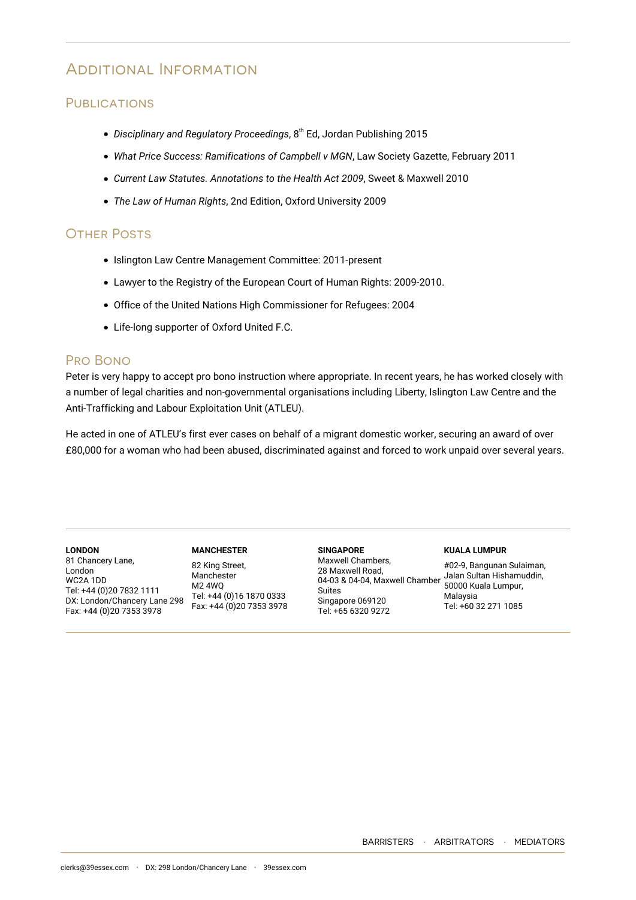## Additional Information

### Publications

- *Disciplinary and Regulatory Proceedings*, 8th Ed, Jordan Publishing 2015
- *What Price Success: Ramifications of Campbell v MGN*, Law Society Gazette, February 2011
- *Current Law Statutes. Annotations to the Health Act 2009*, Sweet & Maxwell 2010
- *The Law of Human Rights*, 2nd Edition, Oxford University 2009

### Other Posts

- Islington Law Centre Management Committee: 2011-present
- Lawyer to the Registry of the European Court of Human Rights: 2009-2010.
- Office of the United Nations High Commissioner for Refugees: 2004
- Life-long supporter of Oxford United F.C.

### Pro Bono

Peter is very happy to accept pro bono instruction where appropriate. In recent years, he has worked closely with a number of legal charities and non-governmental organisations including Liberty, Islington Law Centre and the Anti-Trafficking and Labour Exploitation Unit (ATLEU).

He acted in one of ATLEU's first ever cases on behalf of a migrant domestic worker, securing an award of over £80,000 for a woman who had been abused, discriminated against and forced to work unpaid over several years.

**LONDON**
81 Chancery Lane,
London
WC2A 1DD
Tel: +44 (0)20 7832 1111
DX: London/Chancery Lane 298
Fax: +44 (0)20 7353 3978

**MANCHESTER**
82 King Street,
Manchester
M2 4WQ
Tel: +44 (0)16 1870 0333
Fax: +44 (0)20 7353 3978

**SINGAPORE**
Maxwell Chambers,
28 Maxwell Road,
04-03 & 04-04, Maxwell Chamber Suites
Singapore 069120
Tel: +65 6320 9272

**KUALA LUMPUR**
#02-9, Bangunan Sulaiman,
Jalan Sultan Hishamuddin,
50000 Kuala Lumpur,
Malaysia
Tel: +60 32 271 1085